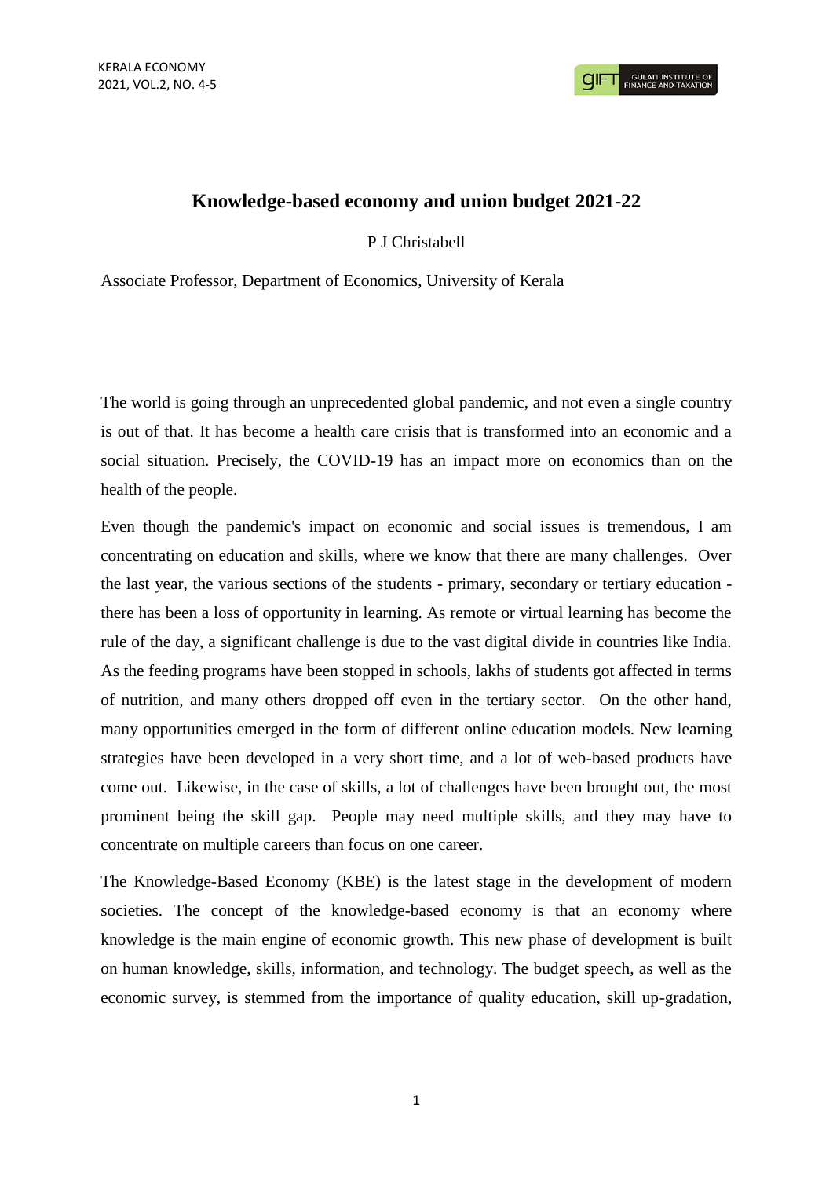# Knowledge-based economy and union budget 2021-22

P J Christabell

Associate Professor, Department of Economics, University of Kerala

The world is going through an unprecedented global pandemic, and not even a single country is out of that. It has become a health care crisis that is transformed into an economic and a social situation. Precisely, the COVID-19 has an impact more on economics than on the health of the people.

Even though the pandemic's impact on economic and social issues is tremendous, I am concentrating on education and skills, where we know that there are many challenges. Over the last year, the various sections of the students - primary, secondary or tertiary education - there has been a loss of opportunity in learning. As remote or virtual learning has become the rule of the day, a significant challenge is due to the vast digital divide in countries like India. As the feeding programs have been stopped in schools, lakhs of students got affected in terms of nutrition, and many others dropped off even in the tertiary sector. On the other hand, many opportunities emerged in the form of different online education models. New learning strategies have been developed in a very short time, and a lot of web-based products have come out. Likewise, in the case of skills, a lot of challenges have been brought out, the most prominent being the skill gap. People may need multiple skills, and they may have to concentrate on multiple careers than focus on one career.

The Knowledge-Based Economy (KBE) is the latest stage in the development of modern societies. The concept of the knowledge-based economy is that an economy where knowledge is the main engine of economic growth. This new phase of development is built on human knowledge, skills, information, and technology. The budget speech, as well as the economic survey, is stemmed from the importance of quality education, skill up-gradation,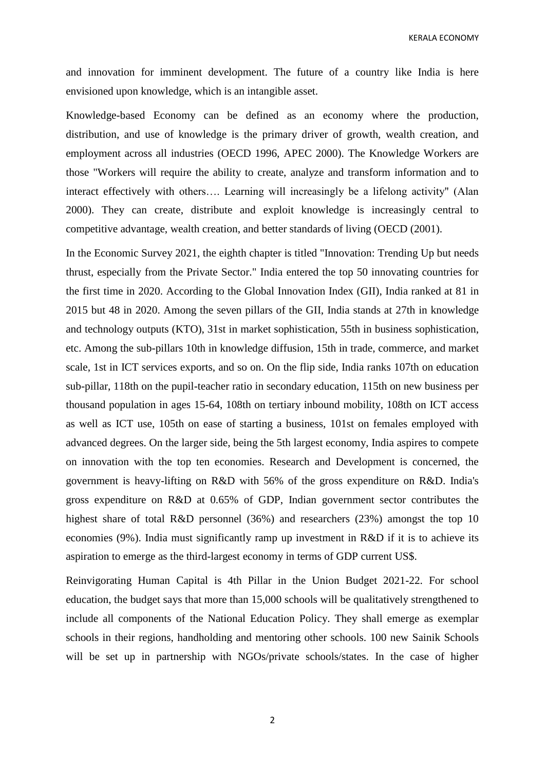and innovation for imminent development. The future of a country like India is here envisioned upon knowledge, which is an intangible asset.

Knowledge-based Economy can be defined as an economy where the production, distribution, and use of knowledge is the primary driver of growth, wealth creation, and employment across all industries (OECD 1996, APEC 2000). The Knowledge Workers are those "Workers will require the ability to create, analyze and transform information and to interact effectively with others…. Learning will increasingly be a lifelong activity" (Alan 2000). They can create, distribute and exploit knowledge is increasingly central to competitive advantage, wealth creation, and better standards of living (OECD (2001).

In the Economic Survey 2021, the eighth chapter is titled "Innovation: Trending Up but needs thrust, especially from the Private Sector." India entered the top 50 innovating countries for the first time in 2020. According to the Global Innovation Index (GII), India ranked at 81 in 2015 but 48 in 2020. Among the seven pillars of the GII, India stands at 27th in knowledge and technology outputs (KTO), 31st in market sophistication, 55th in business sophistication, etc. Among the sub-pillars 10th in knowledge diffusion, 15th in trade, commerce, and market scale, 1st in ICT services exports, and so on. On the flip side, India ranks 107th on education sub-pillar, 118th on the pupil-teacher ratio in secondary education, 115th on new business per thousand population in ages 15-64, 108th on tertiary inbound mobility, 108th on ICT access as well as ICT use, 105th on ease of starting a business, 101st on females employed with advanced degrees. On the larger side, being the 5th largest economy, India aspires to compete on innovation with the top ten economies. Research and Development is concerned, the government is heavy-lifting on R&D with 56% of the gross expenditure on R&D. India's gross expenditure on R&D at 0.65% of GDP, Indian government sector contributes the highest share of total R&D personnel (36%) and researchers (23%) amongst the top 10 economies (9%). India must significantly ramp up investment in R&D if it is to achieve its aspiration to emerge as the third-largest economy in terms of GDP current US$.

Reinvigorating Human Capital is 4th Pillar in the Union Budget 2021-22. For school education, the budget says that more than 15,000 schools will be qualitatively strengthened to include all components of the National Education Policy. They shall emerge as exemplar schools in their regions, handholding and mentoring other schools. 100 new Sainik Schools will be set up in partnership with NGOs/private schools/states. In the case of higher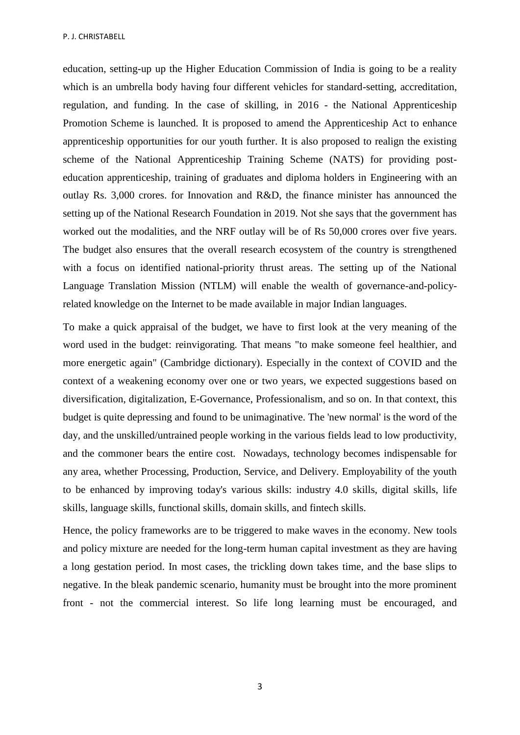education, setting-up up the Higher Education Commission of India is going to be a reality which is an umbrella body having four different vehicles for standard-setting, accreditation, regulation, and funding. In the case of skilling, in 2016 - the National Apprenticeship Promotion Scheme is launched. It is proposed to amend the Apprenticeship Act to enhance apprenticeship opportunities for our youth further. It is also proposed to realign the existing scheme of the National Apprenticeship Training Scheme (NATS) for providing post-education apprenticeship, training of graduates and diploma holders in Engineering with an outlay Rs. 3,000 crores. for Innovation and R&D, the finance minister has announced the setting up of the National Research Foundation in 2019. Not she says that the government has worked out the modalities, and the NRF outlay will be of Rs 50,000 crores over five years. The budget also ensures that the overall research ecosystem of the country is strengthened with a focus on identified national-priority thrust areas. The setting up of the National Language Translation Mission (NTLM) will enable the wealth of governance-and-policy-related knowledge on the Internet to be made available in major Indian languages.

To make a quick appraisal of the budget, we have to first look at the very meaning of the word used in the budget: reinvigorating. That means "to make someone feel healthier, and more energetic again" (Cambridge dictionary). Especially in the context of COVID and the context of a weakening economy over one or two years, we expected suggestions based on diversification, digitalization, E-Governance, Professionalism, and so on. In that context, this budget is quite depressing and found to be unimaginative. The 'new normal' is the word of the day, and the unskilled/untrained people working in the various fields lead to low productivity, and the commoner bears the entire cost. Nowadays, technology becomes indispensable for any area, whether Processing, Production, Service, and Delivery. Employability of the youth to be enhanced by improving today's various skills: industry 4.0 skills, digital skills, life skills, language skills, functional skills, domain skills, and fintech skills.

Hence, the policy frameworks are to be triggered to make waves in the economy. New tools and policy mixture are needed for the long-term human capital investment as they are having a long gestation period. In most cases, the trickling down takes time, and the base slips to negative. In the bleak pandemic scenario, humanity must be brought into the more prominent front - not the commercial interest. So life long learning must be encouraged, and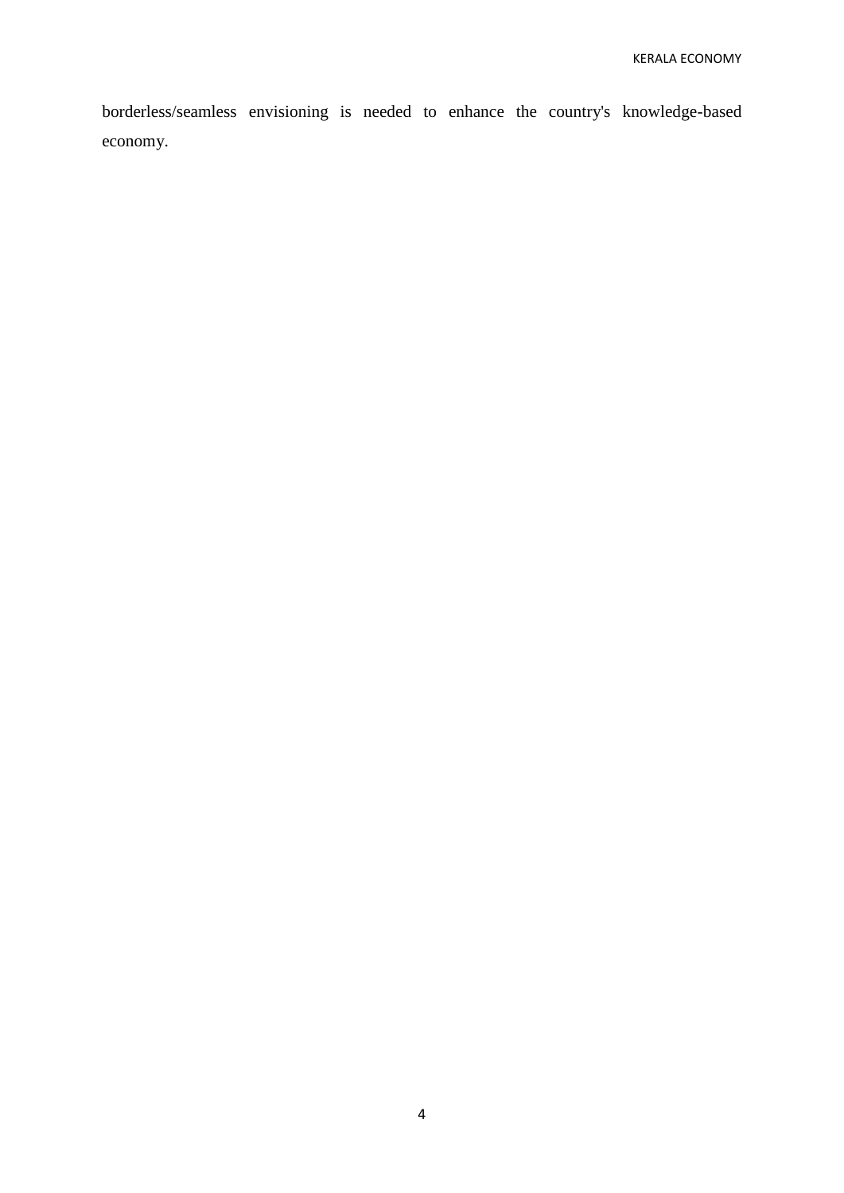borderless/seamless envisioning is needed to enhance the country's knowledge-based economy.